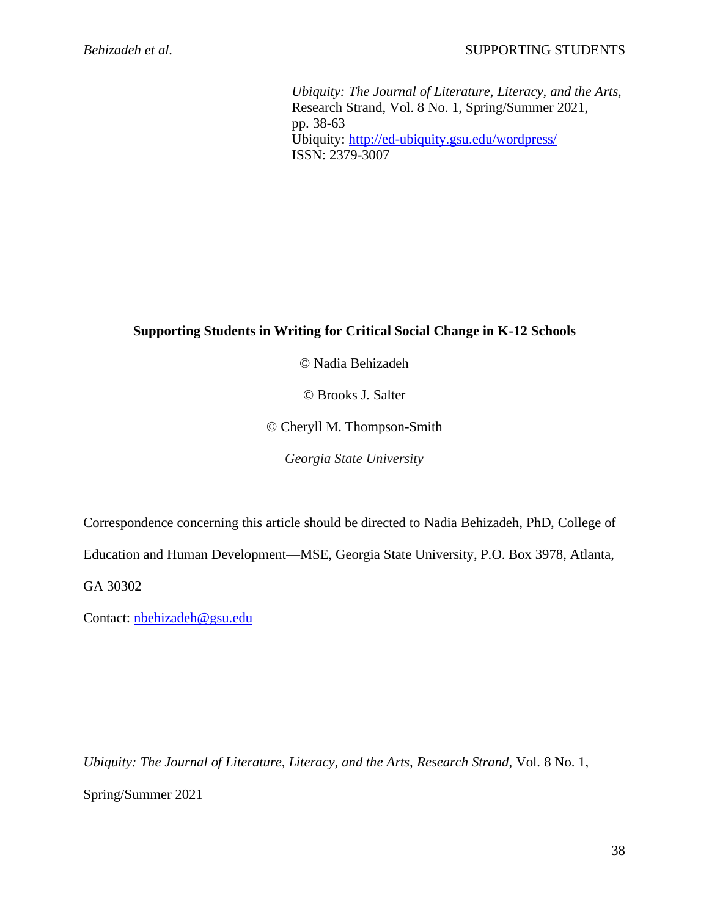*Ubiquity: The Journal of Literature, Literacy, and the Arts*,
Research Strand, Vol. 8 No. 1, Spring/Summer 2021,
pp. 38-63
Ubiquity: http://ed-ubiquity.gsu.edu/wordpress/
ISSN: 2379-3007

# Supporting Students in Writing for Critical Social Change in K-12 Schools

© Nadia Behizadeh

© Brooks J. Salter

© Cheryll M. Thompson-Smith

*Georgia State University*

Correspondence concerning this article should be directed to Nadia Behizadeh, PhD, College of Education and Human Development—MSE, Georgia State University, P.O. Box 3978, Atlanta, GA 30302

Contact: nbehizadeh@gsu.edu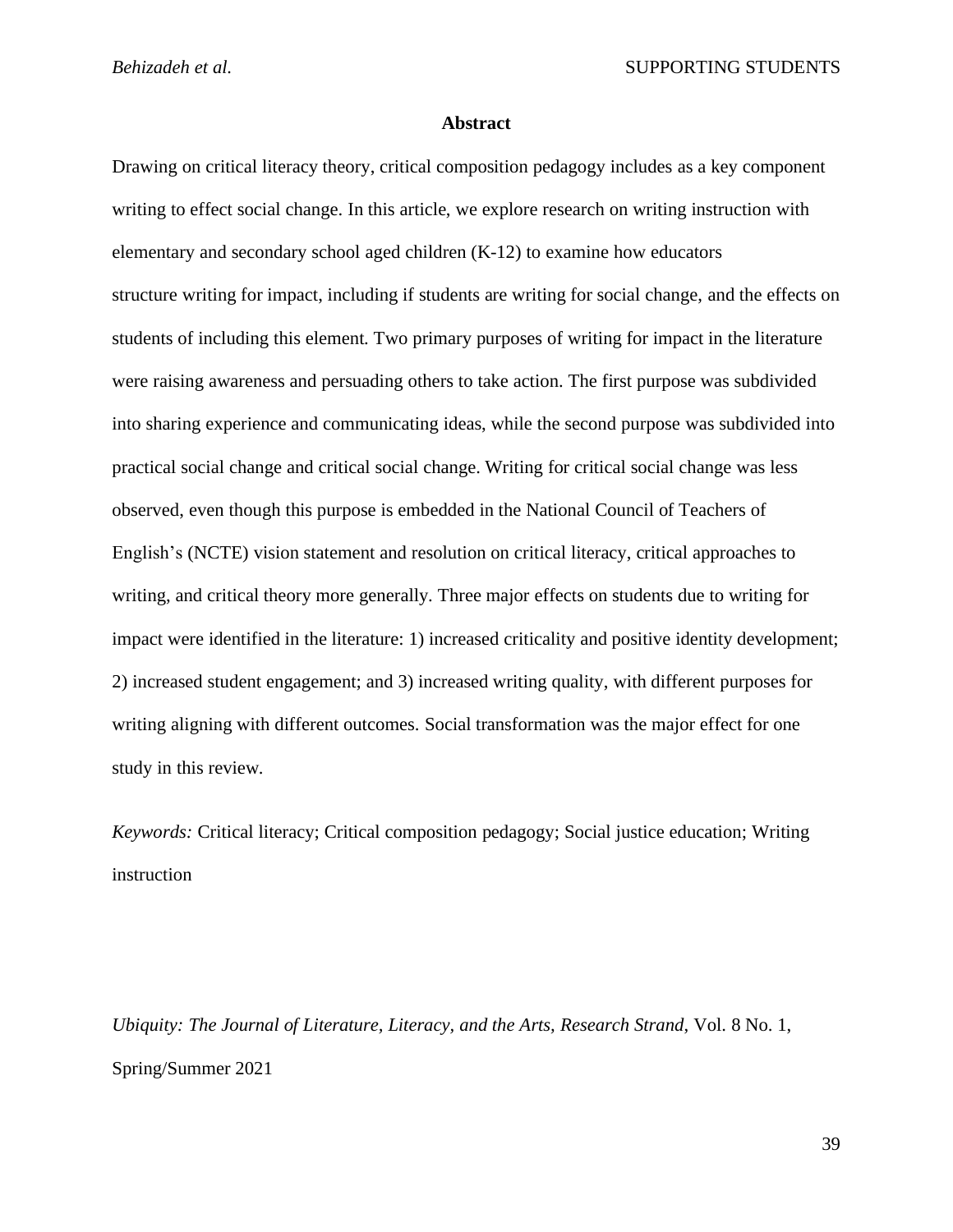## Abstract

Drawing on critical literacy theory, critical composition pedagogy includes as a key component writing to effect social change. In this article, we explore research on writing instruction with elementary and secondary school aged children (K-12) to examine how educators structure writing for impact, including if students are writing for social change, and the effects on students of including this element. Two primary purposes of writing for impact in the literature were raising awareness and persuading others to take action. The first purpose was subdivided into sharing experience and communicating ideas, while the second purpose was subdivided into practical social change and critical social change. Writing for critical social change was less observed, even though this purpose is embedded in the National Council of Teachers of English's (NCTE) vision statement and resolution on critical literacy, critical approaches to writing, and critical theory more generally. Three major effects on students due to writing for impact were identified in the literature: 1) increased criticality and positive identity development; 2) increased student engagement; and 3) increased writing quality, with different purposes for writing aligning with different outcomes. Social transformation was the major effect for one study in this review.

*Keywords:* Critical literacy; Critical composition pedagogy; Social justice education; Writing instruction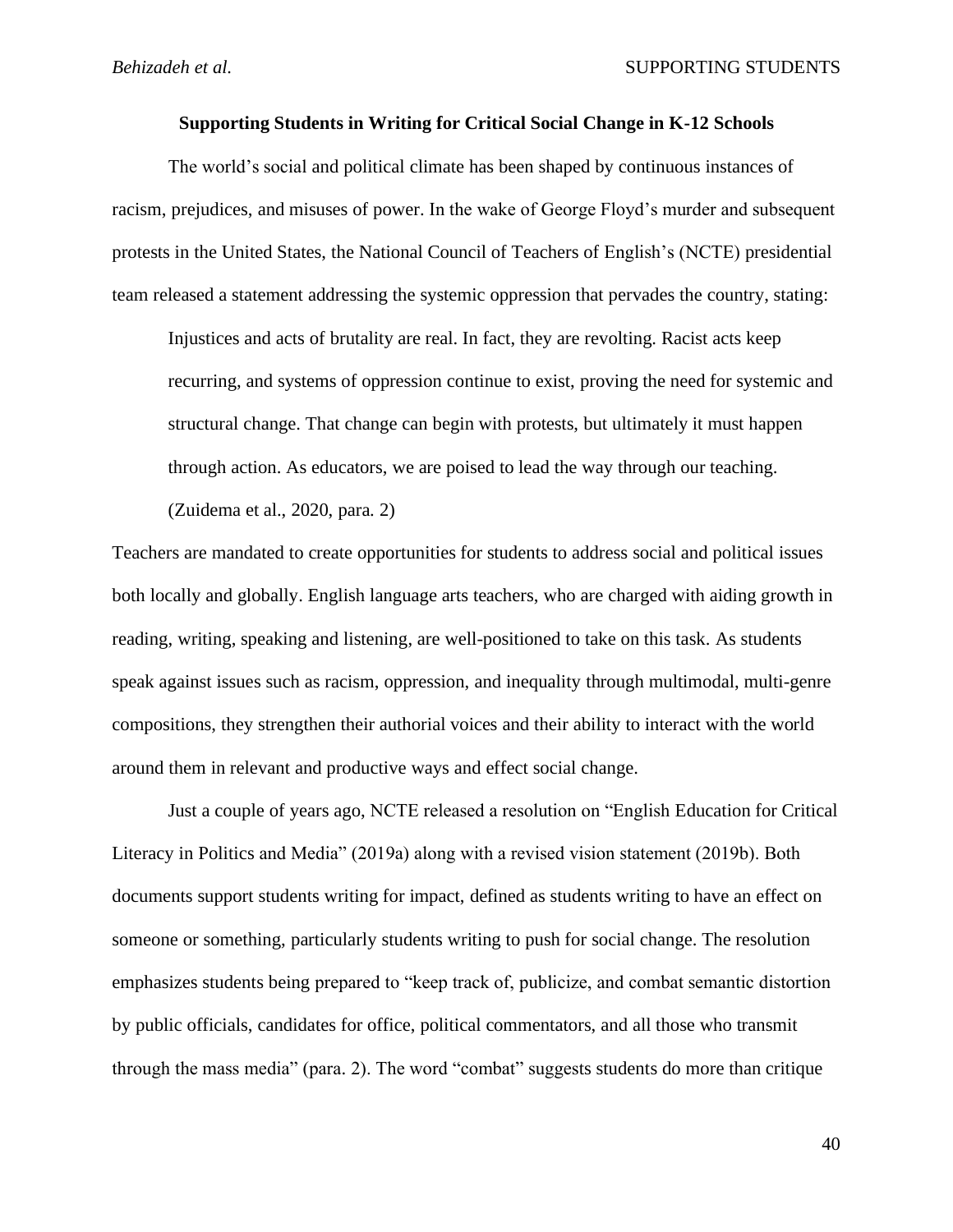## Supporting Students in Writing for Critical Social Change in K-12 Schools

The world's social and political climate has been shaped by continuous instances of racism, prejudices, and misuses of power. In the wake of George Floyd's murder and subsequent protests in the United States, the National Council of Teachers of English's (NCTE) presidential team released a statement addressing the systemic oppression that pervades the country, stating:

> Injustices and acts of brutality are real. In fact, they are revolting. Racist acts keep recurring, and systems of oppression continue to exist, proving the need for systemic and structural change. That change can begin with protests, but ultimately it must happen through action. As educators, we are poised to lead the way through our teaching. (Zuidema et al., 2020, para. 2)

Teachers are mandated to create opportunities for students to address social and political issues both locally and globally. English language arts teachers, who are charged with aiding growth in reading, writing, speaking and listening, are well-positioned to take on this task. As students speak against issues such as racism, oppression, and inequality through multimodal, multi-genre compositions, they strengthen their authorial voices and their ability to interact with the world around them in relevant and productive ways and effect social change.

Just a couple of years ago, NCTE released a resolution on "English Education for Critical Literacy in Politics and Media" (2019a) along with a revised vision statement (2019b). Both documents support students writing for impact, defined as students writing to have an effect on someone or something, particularly students writing to push for social change. The resolution emphasizes students being prepared to "keep track of, publicize, and combat semantic distortion by public officials, candidates for office, political commentators, and all those who transmit through the mass media" (para. 2). The word "combat" suggests students do more than critique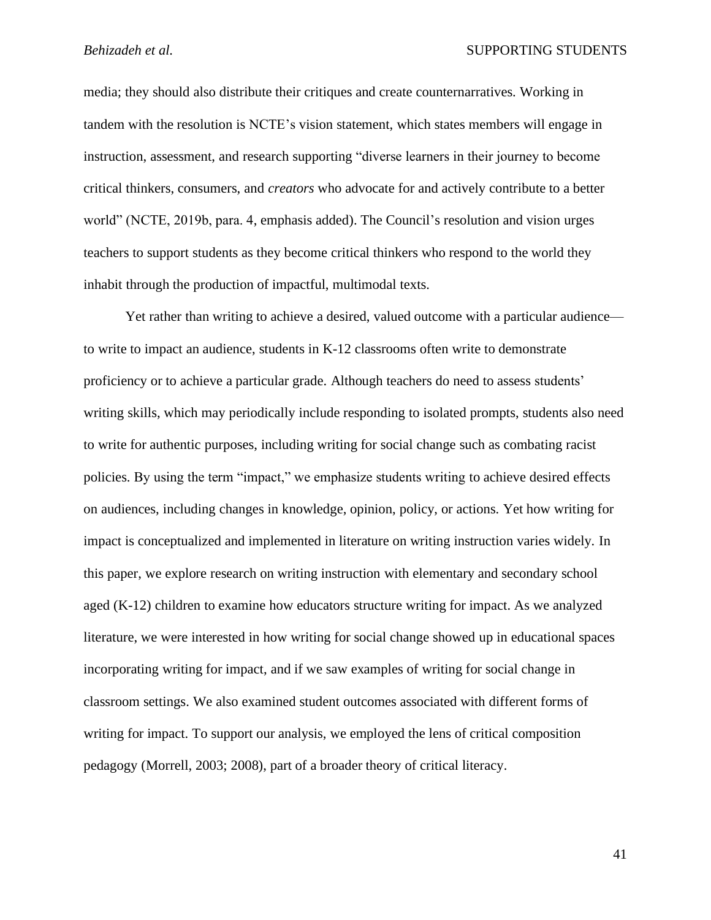media; they should also distribute their critiques and create counternarratives. Working in tandem with the resolution is NCTE's vision statement, which states members will engage in instruction, assessment, and research supporting "diverse learners in their journey to become critical thinkers, consumers, and *creators* who advocate for and actively contribute to a better world" (NCTE, 2019b, para. 4, emphasis added). The Council's resolution and vision urges teachers to support students as they become critical thinkers who respond to the world they inhabit through the production of impactful, multimodal texts.

Yet rather than writing to achieve a desired, valued outcome with a particular audience—to write to impact an audience, students in K-12 classrooms often write to demonstrate proficiency or to achieve a particular grade. Although teachers do need to assess students' writing skills, which may periodically include responding to isolated prompts, students also need to write for authentic purposes, including writing for social change such as combating racist policies. By using the term "impact," we emphasize students writing to achieve desired effects on audiences, including changes in knowledge, opinion, policy, or actions. Yet how writing for impact is conceptualized and implemented in literature on writing instruction varies widely. In this paper, we explore research on writing instruction with elementary and secondary school aged (K-12) children to examine how educators structure writing for impact. As we analyzed literature, we were interested in how writing for social change showed up in educational spaces incorporating writing for impact, and if we saw examples of writing for social change in classroom settings. We also examined student outcomes associated with different forms of writing for impact. To support our analysis, we employed the lens of critical composition pedagogy (Morrell, 2003; 2008), part of a broader theory of critical literacy.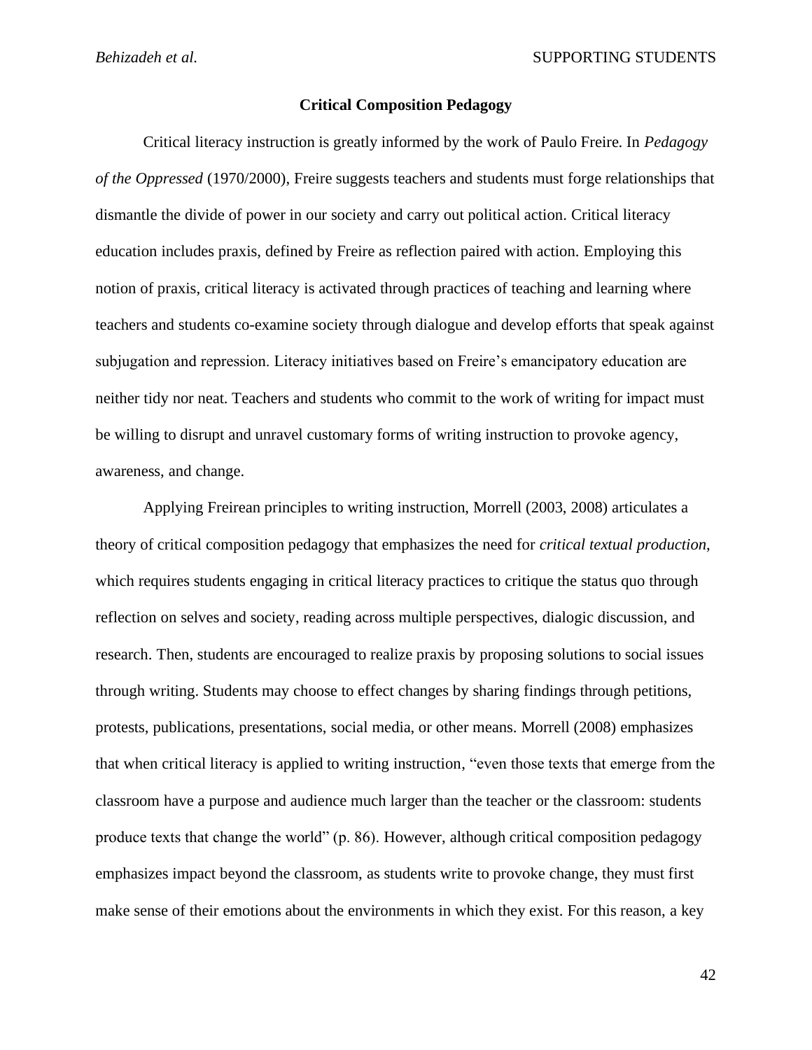## Critical Composition Pedagogy

Critical literacy instruction is greatly informed by the work of Paulo Freire. In *Pedagogy of the Oppressed* (1970/2000), Freire suggests teachers and students must forge relationships that dismantle the divide of power in our society and carry out political action. Critical literacy education includes praxis, defined by Freire as reflection paired with action. Employing this notion of praxis, critical literacy is activated through practices of teaching and learning where teachers and students co-examine society through dialogue and develop efforts that speak against subjugation and repression. Literacy initiatives based on Freire's emancipatory education are neither tidy nor neat. Teachers and students who commit to the work of writing for impact must be willing to disrupt and unravel customary forms of writing instruction to provoke agency, awareness, and change.

Applying Freirean principles to writing instruction, Morrell (2003, 2008) articulates a theory of critical composition pedagogy that emphasizes the need for *critical textual production*, which requires students engaging in critical literacy practices to critique the status quo through reflection on selves and society, reading across multiple perspectives, dialogic discussion, and research. Then, students are encouraged to realize praxis by proposing solutions to social issues through writing. Students may choose to effect changes by sharing findings through petitions, protests, publications, presentations, social media, or other means. Morrell (2008) emphasizes that when critical literacy is applied to writing instruction, "even those texts that emerge from the classroom have a purpose and audience much larger than the teacher or the classroom: students produce texts that change the world" (p. 86). However, although critical composition pedagogy emphasizes impact beyond the classroom, as students write to provoke change, they must first make sense of their emotions about the environments in which they exist. For this reason, a key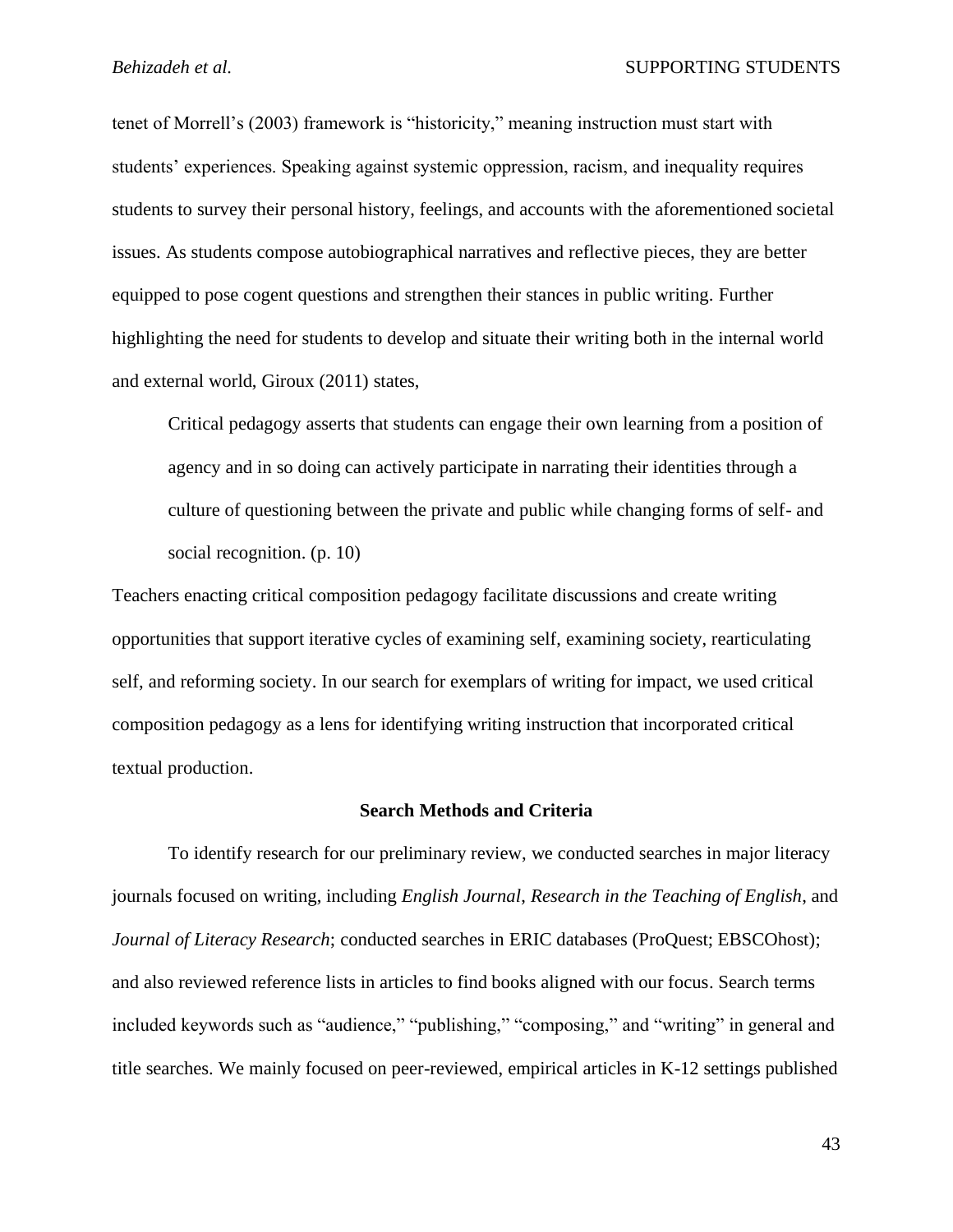tenet of Morrell's (2003) framework is "historicity," meaning instruction must start with students' experiences. Speaking against systemic oppression, racism, and inequality requires students to survey their personal history, feelings, and accounts with the aforementioned societal issues. As students compose autobiographical narratives and reflective pieces, they are better equipped to pose cogent questions and strengthen their stances in public writing. Further highlighting the need for students to develop and situate their writing both in the internal world and external world, Giroux (2011) states,

> Critical pedagogy asserts that students can engage their own learning from a position of agency and in so doing can actively participate in narrating their identities through a culture of questioning between the private and public while changing forms of self- and social recognition. (p. 10)

Teachers enacting critical composition pedagogy facilitate discussions and create writing opportunities that support iterative cycles of examining self, examining society, rearticulating self, and reforming society. In our search for exemplars of writing for impact, we used critical composition pedagogy as a lens for identifying writing instruction that incorporated critical textual production.

## Search Methods and Criteria

To identify research for our preliminary review, we conducted searches in major literacy journals focused on writing, including *English Journal*, *Research in the Teaching of English*, and *Journal of Literacy Research*; conducted searches in ERIC databases (ProQuest; EBSCOhost); and also reviewed reference lists in articles to find books aligned with our focus. Search terms included keywords such as "audience," "publishing," "composing," and "writing" in general and title searches. We mainly focused on peer-reviewed, empirical articles in K-12 settings published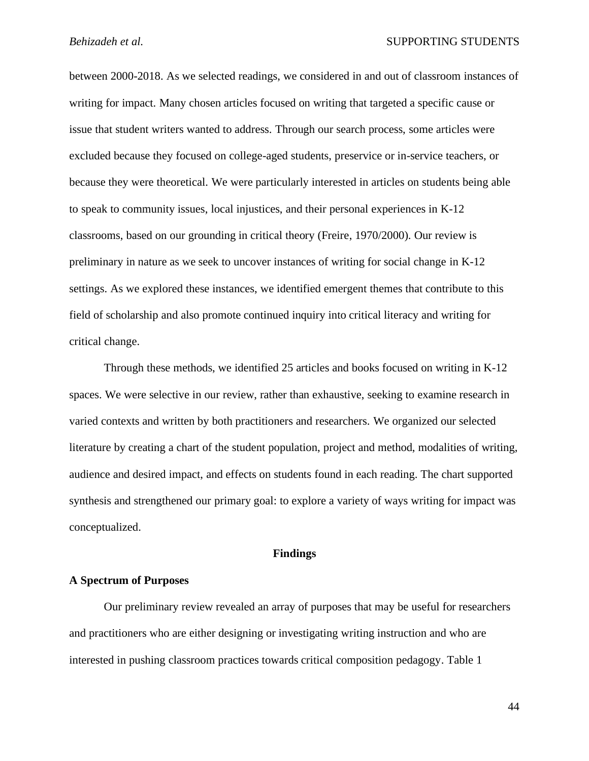between 2000-2018. As we selected readings, we considered in and out of classroom instances of writing for impact. Many chosen articles focused on writing that targeted a specific cause or issue that student writers wanted to address. Through our search process, some articles were excluded because they focused on college-aged students, preservice or in-service teachers, or because they were theoretical. We were particularly interested in articles on students being able to speak to community issues, local injustices, and their personal experiences in K-12 classrooms, based on our grounding in critical theory (Freire, 1970/2000). Our review is preliminary in nature as we seek to uncover instances of writing for social change in K-12 settings. As we explored these instances, we identified emergent themes that contribute to this field of scholarship and also promote continued inquiry into critical literacy and writing for critical change.

Through these methods, we identified 25 articles and books focused on writing in K-12 spaces. We were selective in our review, rather than exhaustive, seeking to examine research in varied contexts and written by both practitioners and researchers. We organized our selected literature by creating a chart of the student population, project and method, modalities of writing, audience and desired impact, and effects on students found in each reading. The chart supported synthesis and strengthened our primary goal: to explore a variety of ways writing for impact was conceptualized.

## Findings

### A Spectrum of Purposes

Our preliminary review revealed an array of purposes that may be useful for researchers and practitioners who are either designing or investigating writing instruction and who are interested in pushing classroom practices towards critical composition pedagogy. Table 1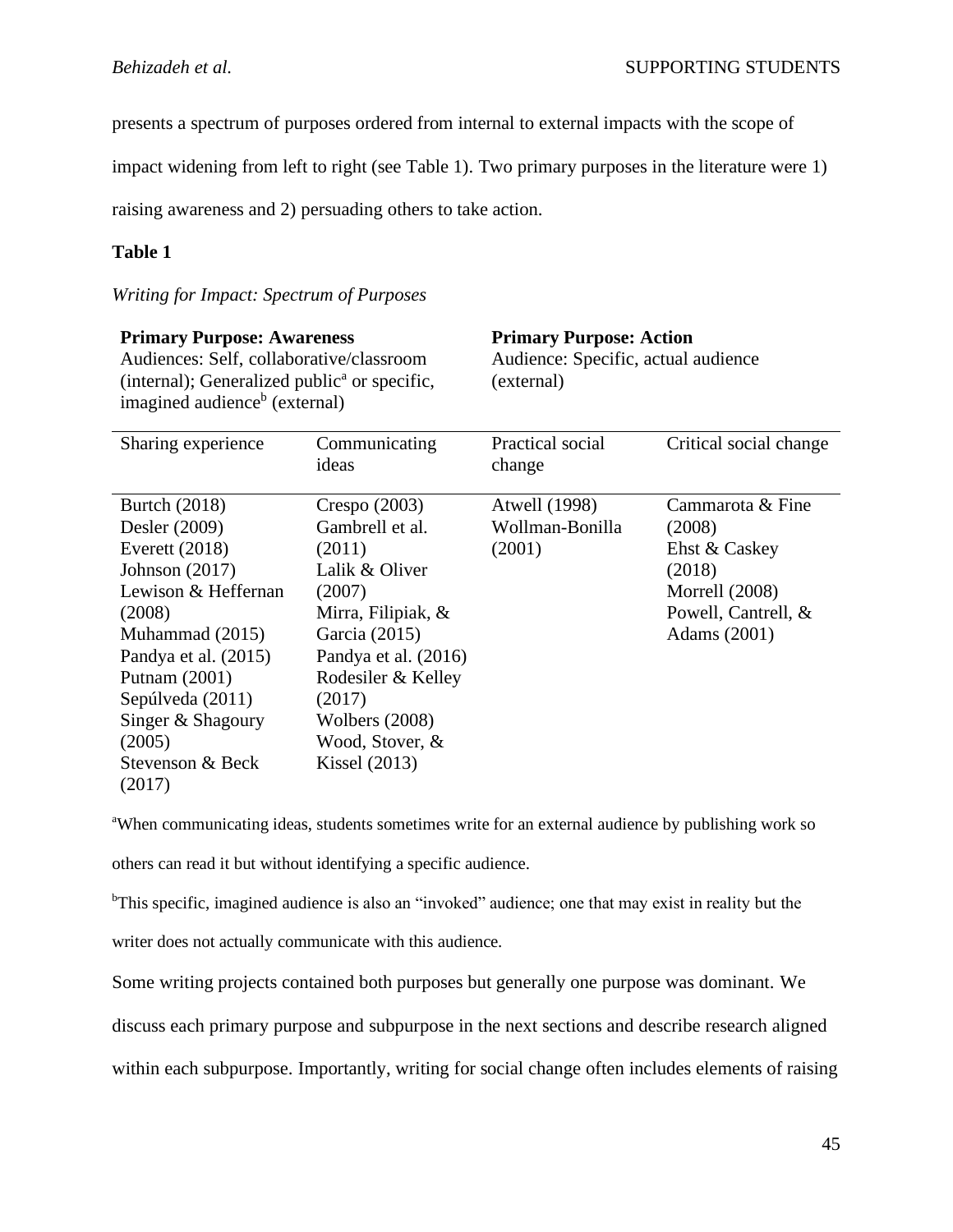presents a spectrum of purposes ordered from internal to external impacts with the scope of impact widening from left to right (see Table 1). Two primary purposes in the literature were 1) raising awareness and 2) persuading others to take action.

**Table 1**

*Writing for Impact: Spectrum of Purposes*

| **Primary Purpose: Awareness** Audiences: Self, collaborative/classroom (internal); Generalized public[a] or specific, imagined audience[b] (external) | | **Primary Purpose: Action** Audience: Specific, actual audience (external) | |
|---|---|---|---|
| Sharing experience | Communicating ideas | Practical social change | Critical social change |
| Burtch (2018)<br>Desler (2009)<br>Everett (2018)<br>Johnson (2017)<br>Lewison & Heffernan (2008)<br>Muhammad (2015)<br>Pandya et al. (2015)<br>Putnam (2001)<br>Sepúlveda (2011)<br>Singer & Shagoury (2005)<br>Stevenson & Beck (2017) | Crespo (2003)<br>Gambrell et al. (2011)<br>Lalik & Oliver (2007)<br>Mirra, Filipiak, & Garcia (2015)<br>Pandya et al. (2016)<br>Rodesiler & Kelley (2017)<br>Wolbers (2008)<br>Wood, Stover, & Kissel (2013) | Atwell (1998)<br>Wollman-Bonilla (2001) | Cammarota & Fine (2008)<br>Ehst & Caskey (2018)<br>Morrell (2008)<br>Powell, Cantrell, & Adams (2001) |

[a]When communicating ideas, students sometimes write for an external audience by publishing work so others can read it but without identifying a specific audience.

[b]This specific, imagined audience is also an "invoked" audience; one that may exist in reality but the writer does not actually communicate with this audience.

Some writing projects contained both purposes but generally one purpose was dominant. We discuss each primary purpose and subpurpose in the next sections and describe research aligned within each subpurpose. Importantly, writing for social change often includes elements of raising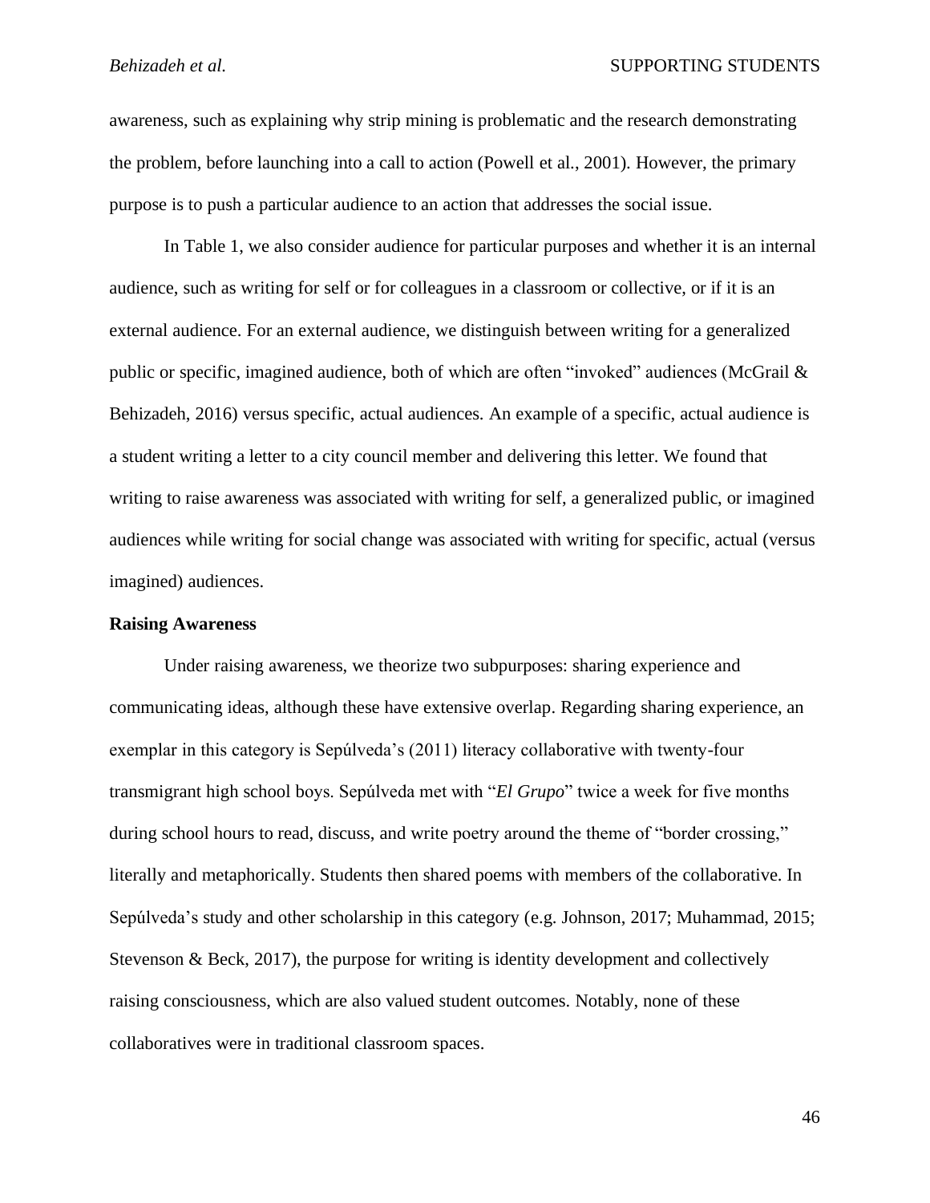awareness, such as explaining why strip mining is problematic and the research demonstrating the problem, before launching into a call to action (Powell et al., 2001). However, the primary purpose is to push a particular audience to an action that addresses the social issue.

In Table 1, we also consider audience for particular purposes and whether it is an internal audience, such as writing for self or for colleagues in a classroom or collective, or if it is an external audience. For an external audience, we distinguish between writing for a generalized public or specific, imagined audience, both of which are often "invoked" audiences (McGrail & Behizadeh, 2016) versus specific, actual audiences. An example of a specific, actual audience is a student writing a letter to a city council member and delivering this letter. We found that writing to raise awareness was associated with writing for self, a generalized public, or imagined audiences while writing for social change was associated with writing for specific, actual (versus imagined) audiences.

**Raising Awareness**

Under raising awareness, we theorize two subpurposes: sharing experience and communicating ideas, although these have extensive overlap. Regarding sharing experience, an exemplar in this category is Sepúlveda's (2011) literacy collaborative with twenty-four transmigrant high school boys. Sepúlveda met with "*El Grupo*" twice a week for five months during school hours to read, discuss, and write poetry around the theme of "border crossing," literally and metaphorically. Students then shared poems with members of the collaborative. In Sepúlveda's study and other scholarship in this category (e.g. Johnson, 2017; Muhammad, 2015; Stevenson & Beck, 2017), the purpose for writing is identity development and collectively raising consciousness, which are also valued student outcomes. Notably, none of these collaboratives were in traditional classroom spaces.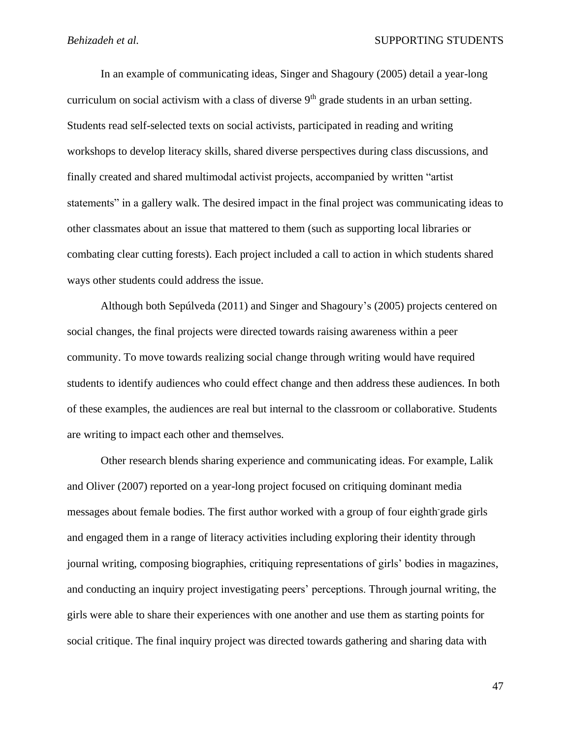In an example of communicating ideas, Singer and Shagoury (2005) detail a year-long curriculum on social activism with a class of diverse 9th grade students in an urban setting. Students read self-selected texts on social activists, participated in reading and writing workshops to develop literacy skills, shared diverse perspectives during class discussions, and finally created and shared multimodal activist projects, accompanied by written "artist statements" in a gallery walk. The desired impact in the final project was communicating ideas to other classmates about an issue that mattered to them (such as supporting local libraries or combating clear cutting forests). Each project included a call to action in which students shared ways other students could address the issue.

Although both Sepúlveda (2011) and Singer and Shagoury's (2005) projects centered on social changes, the final projects were directed towards raising awareness within a peer community. To move towards realizing social change through writing would have required students to identify audiences who could effect change and then address these audiences. In both of these examples, the audiences are real but internal to the classroom or collaborative. Students are writing to impact each other and themselves.

Other research blends sharing experience and communicating ideas. For example, Lalik and Oliver (2007) reported on a year-long project focused on critiquing dominant media messages about female bodies. The first author worked with a group of four eighth-grade girls and engaged them in a range of literacy activities including exploring their identity through journal writing, composing biographies, critiquing representations of girls' bodies in magazines, and conducting an inquiry project investigating peers' perceptions. Through journal writing, the girls were able to share their experiences with one another and use them as starting points for social critique. The final inquiry project was directed towards gathering and sharing data with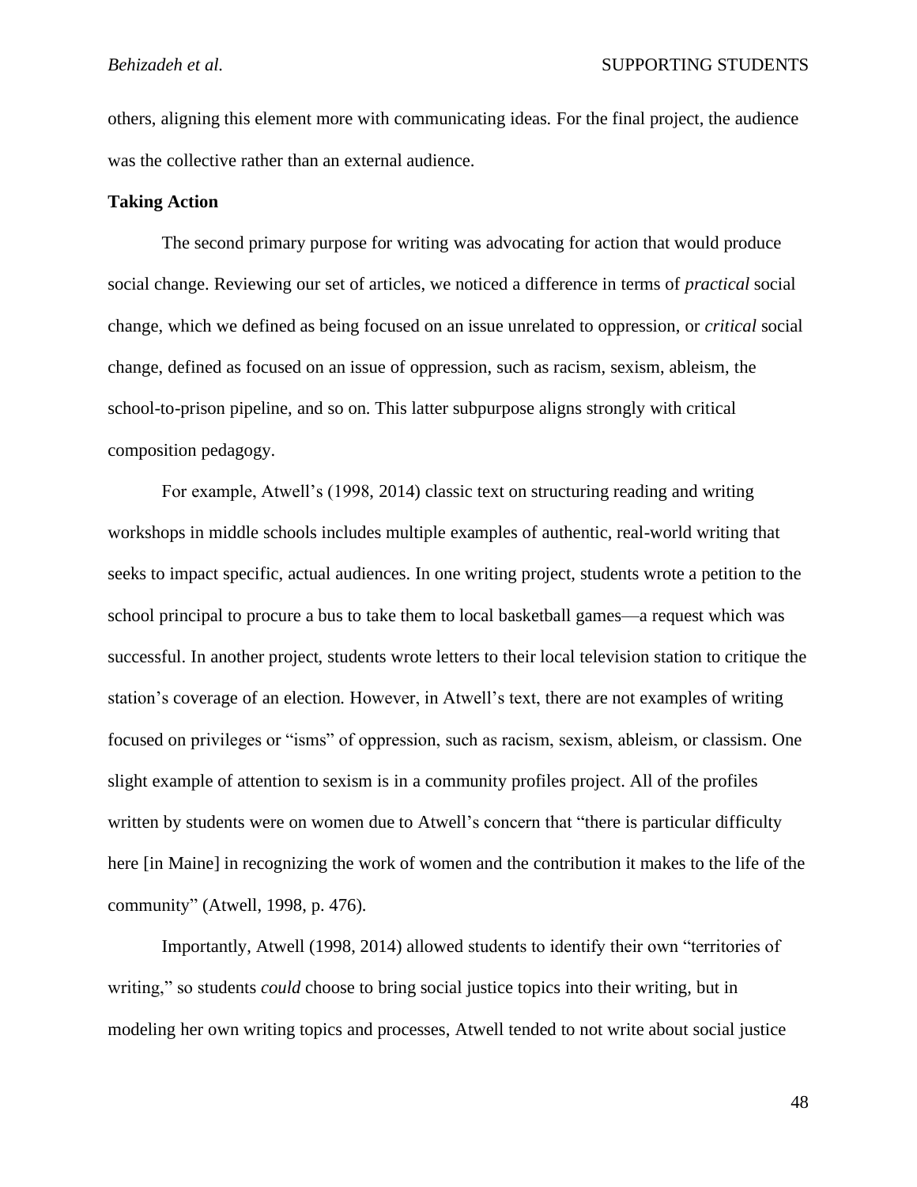others, aligning this element more with communicating ideas. For the final project, the audience was the collective rather than an external audience.

### Taking Action

The second primary purpose for writing was advocating for action that would produce social change. Reviewing our set of articles, we noticed a difference in terms of *practical* social change, which we defined as being focused on an issue unrelated to oppression, or *critical* social change, defined as focused on an issue of oppression, such as racism, sexism, ableism, the school-to-prison pipeline, and so on. This latter subpurpose aligns strongly with critical composition pedagogy.

For example, Atwell's (1998, 2014) classic text on structuring reading and writing workshops in middle schools includes multiple examples of authentic, real-world writing that seeks to impact specific, actual audiences. In one writing project, students wrote a petition to the school principal to procure a bus to take them to local basketball games—a request which was successful. In another project, students wrote letters to their local television station to critique the station's coverage of an election. However, in Atwell's text, there are not examples of writing focused on privileges or "isms" of oppression, such as racism, sexism, ableism, or classism. One slight example of attention to sexism is in a community profiles project. All of the profiles written by students were on women due to Atwell's concern that "there is particular difficulty here [in Maine] in recognizing the work of women and the contribution it makes to the life of the community" (Atwell, 1998, p. 476).

Importantly, Atwell (1998, 2014) allowed students to identify their own "territories of writing," so students *could* choose to bring social justice topics into their writing, but in modeling her own writing topics and processes, Atwell tended to not write about social justice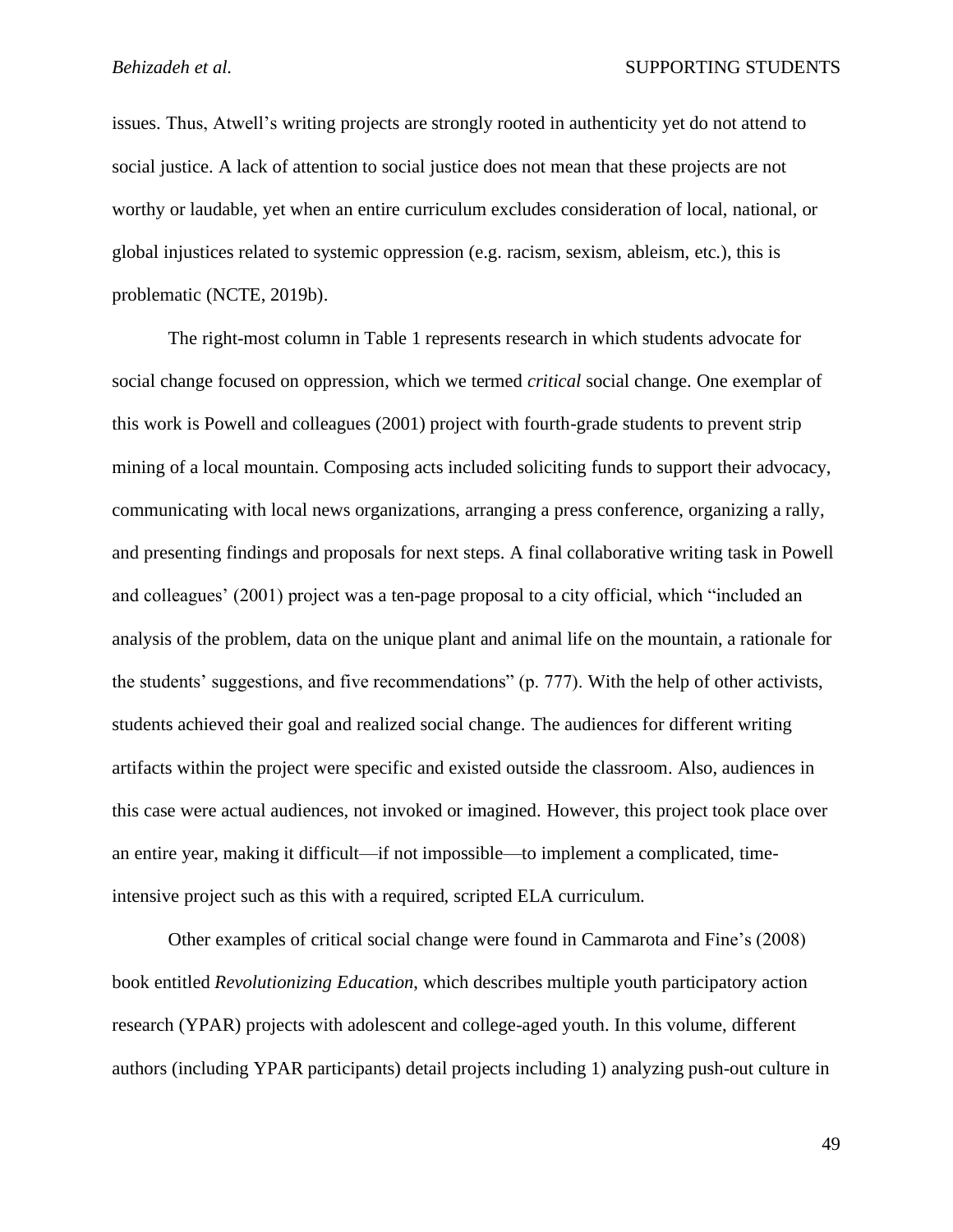issues. Thus, Atwell's writing projects are strongly rooted in authenticity yet do not attend to social justice. A lack of attention to social justice does not mean that these projects are not worthy or laudable, yet when an entire curriculum excludes consideration of local, national, or global injustices related to systemic oppression (e.g. racism, sexism, ableism, etc.), this is problematic (NCTE, 2019b).

The right-most column in Table 1 represents research in which students advocate for social change focused on oppression, which we termed *critical* social change. One exemplar of this work is Powell and colleagues (2001) project with fourth-grade students to prevent strip mining of a local mountain. Composing acts included soliciting funds to support their advocacy, communicating with local news organizations, arranging a press conference, organizing a rally, and presenting findings and proposals for next steps. A final collaborative writing task in Powell and colleagues' (2001) project was a ten-page proposal to a city official, which "included an analysis of the problem, data on the unique plant and animal life on the mountain, a rationale for the students' suggestions, and five recommendations" (p. 777). With the help of other activists, students achieved their goal and realized social change. The audiences for different writing artifacts within the project were specific and existed outside the classroom. Also, audiences in this case were actual audiences, not invoked or imagined. However, this project took place over an entire year, making it difficult—if not impossible—to implement a complicated, time-intensive project such as this with a required, scripted ELA curriculum.

Other examples of critical social change were found in Cammarota and Fine's (2008) book entitled *Revolutionizing Education*, which describes multiple youth participatory action research (YPAR) projects with adolescent and college-aged youth. In this volume, different authors (including YPAR participants) detail projects including 1) analyzing push-out culture in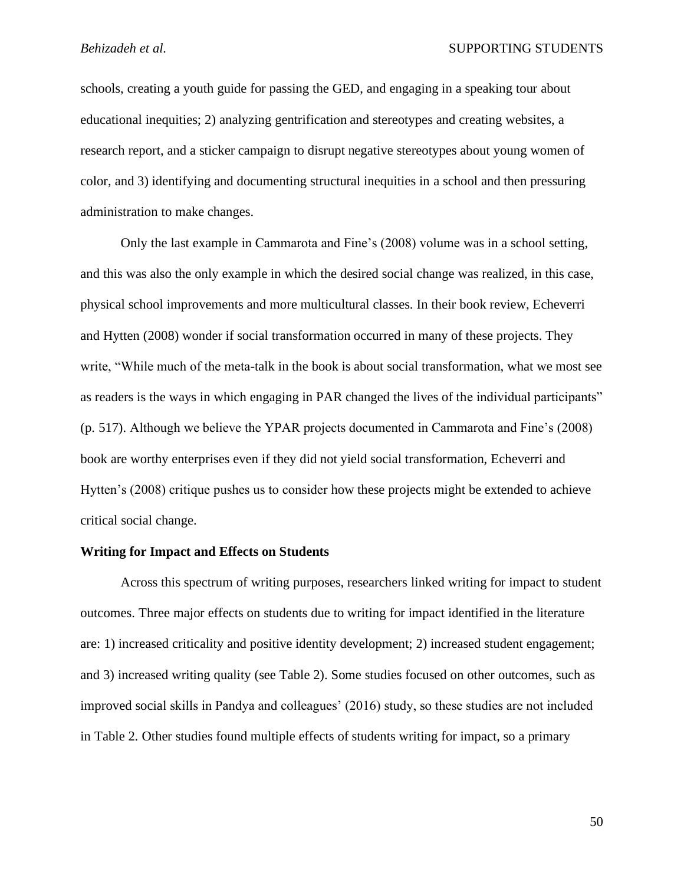schools, creating a youth guide for passing the GED, and engaging in a speaking tour about educational inequities; 2) analyzing gentrification and stereotypes and creating websites, a research report, and a sticker campaign to disrupt negative stereotypes about young women of color, and 3) identifying and documenting structural inequities in a school and then pressuring administration to make changes.

Only the last example in Cammarota and Fine's (2008) volume was in a school setting, and this was also the only example in which the desired social change was realized, in this case, physical school improvements and more multicultural classes. In their book review, Echeverri and Hytten (2008) wonder if social transformation occurred in many of these projects. They write, "While much of the meta-talk in the book is about social transformation, what we most see as readers is the ways in which engaging in PAR changed the lives of the individual participants" (p. 517). Although we believe the YPAR projects documented in Cammarota and Fine's (2008) book are worthy enterprises even if they did not yield social transformation, Echeverri and Hytten's (2008) critique pushes us to consider how these projects might be extended to achieve critical social change.

**Writing for Impact and Effects on Students**

Across this spectrum of writing purposes, researchers linked writing for impact to student outcomes. Three major effects on students due to writing for impact identified in the literature are: 1) increased criticality and positive identity development; 2) increased student engagement; and 3) increased writing quality (see Table 2). Some studies focused on other outcomes, such as improved social skills in Pandya and colleagues' (2016) study, so these studies are not included in Table 2. Other studies found multiple effects of students writing for impact, so a primary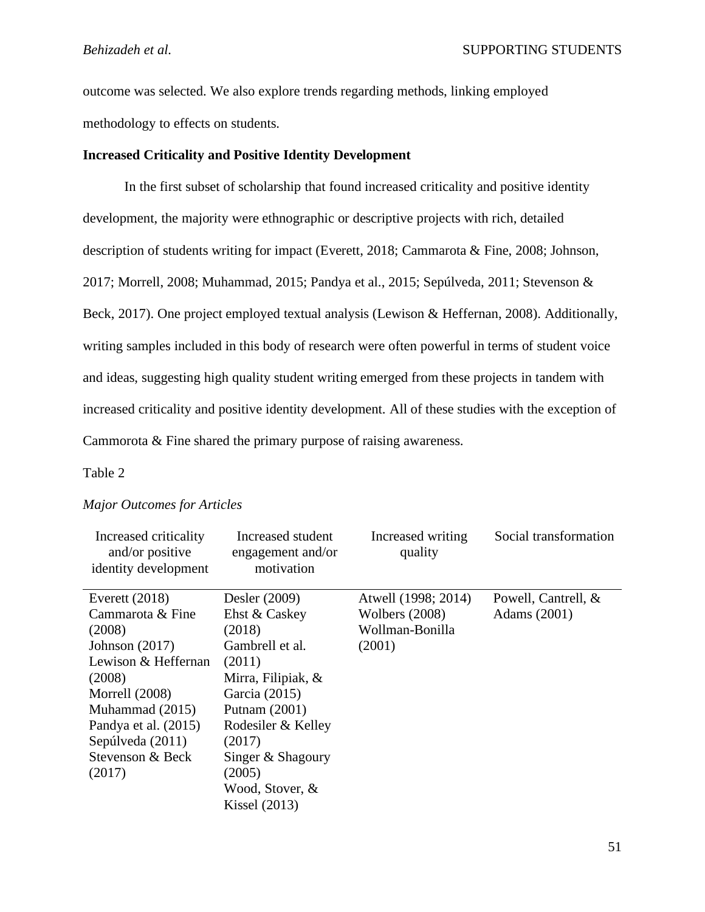outcome was selected. We also explore trends regarding methods, linking employed methodology to effects on students.

**Increased Criticality and Positive Identity Development**

In the first subset of scholarship that found increased criticality and positive identity development, the majority were ethnographic or descriptive projects with rich, detailed description of students writing for impact (Everett, 2018; Cammarota & Fine, 2008; Johnson, 2017; Morrell, 2008; Muhammad, 2015; Pandya et al., 2015; Sepúlveda, 2011; Stevenson & Beck, 2017). One project employed textual analysis (Lewison & Heffernan, 2008). Additionally, writing samples included in this body of research were often powerful in terms of student voice and ideas, suggesting high quality student writing emerged from these projects in tandem with increased criticality and positive identity development. All of these studies with the exception of Cammorota & Fine shared the primary purpose of raising awareness.

Table 2

*Major Outcomes for Articles*

| Increased criticality and/or positive identity development | Increased student engagement and/or motivation | Increased writing quality | Social transformation |
|---|---|---|---|
| Everett (2018) | Desler (2009) | Atwell (1998; 2014) | Powell, Cantrell, & Adams (2001) |
| Cammarota & Fine (2008) | Ehst & Caskey (2018) | Wolbers (2008) | |
| Johnson (2017) | Gambrell et al. (2011) | Wollman-Bonilla (2001) | |
| Lewison & Heffernan (2008) | Mirra, Filipiak, & Garcia (2015) | | |
| Morrell (2008) | Putnam (2001) | | |
| Muhammad (2015) | Rodesiler & Kelley (2017) | | |
| Pandya et al. (2015) | Singer & Shagoury (2005) | | |
| Sepúlveda (2011) | Wood, Stover, & Kissel (2013) | | |
| Stevenson & Beck (2017) | | | |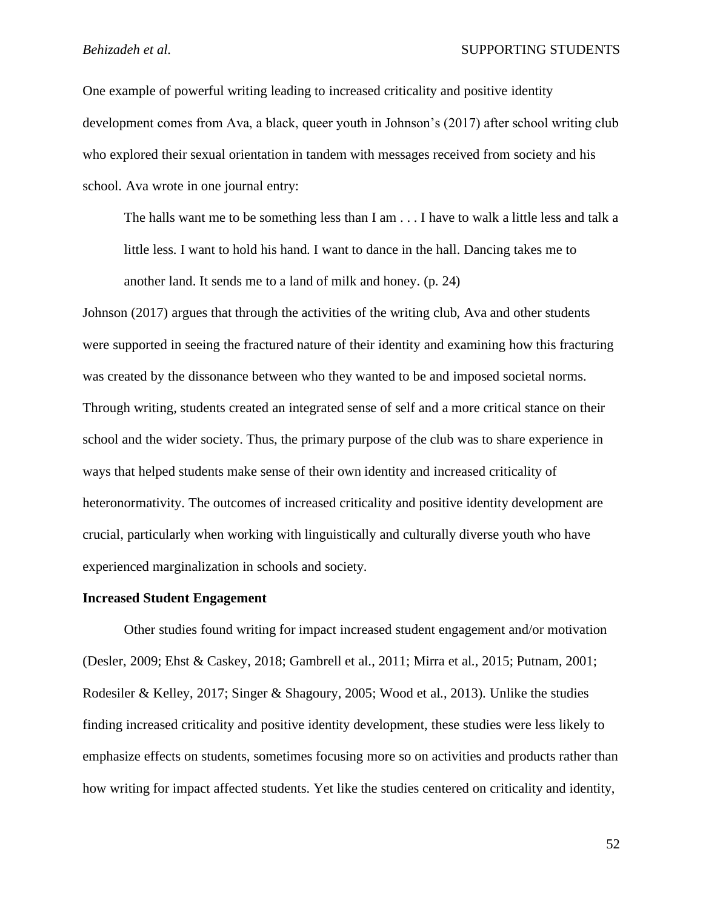One example of powerful writing leading to increased criticality and positive identity development comes from Ava, a black, queer youth in Johnson's (2017) after school writing club who explored their sexual orientation in tandem with messages received from society and his school. Ava wrote in one journal entry:

> The halls want me to be something less than I am . . . I have to walk a little less and talk a little less. I want to hold his hand. I want to dance in the hall. Dancing takes me to another land. It sends me to a land of milk and honey. (p. 24)

Johnson (2017) argues that through the activities of the writing club, Ava and other students were supported in seeing the fractured nature of their identity and examining how this fracturing was created by the dissonance between who they wanted to be and imposed societal norms. Through writing, students created an integrated sense of self and a more critical stance on their school and the wider society. Thus, the primary purpose of the club was to share experience in ways that helped students make sense of their own identity and increased criticality of heteronormativity. The outcomes of increased criticality and positive identity development are crucial, particularly when working with linguistically and culturally diverse youth who have experienced marginalization in schools and society.

**Increased Student Engagement**

Other studies found writing for impact increased student engagement and/or motivation (Desler, 2009; Ehst & Caskey, 2018; Gambrell et al., 2011; Mirra et al., 2015; Putnam, 2001; Rodesiler & Kelley, 2017; Singer & Shagoury, 2005; Wood et al., 2013). Unlike the studies finding increased criticality and positive identity development, these studies were less likely to emphasize effects on students, sometimes focusing more so on activities and products rather than how writing for impact affected students. Yet like the studies centered on criticality and identity,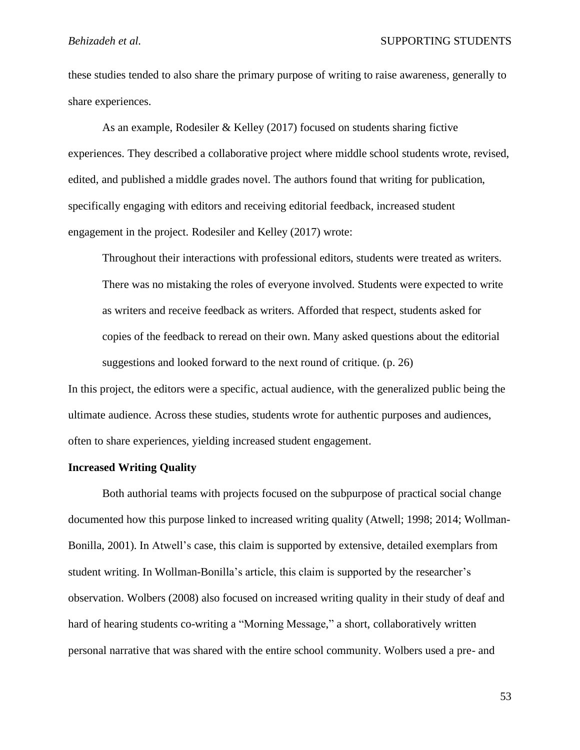these studies tended to also share the primary purpose of writing to raise awareness, generally to share experiences.

As an example, Rodesiler & Kelley (2017) focused on students sharing fictive experiences. They described a collaborative project where middle school students wrote, revised, edited, and published a middle grades novel. The authors found that writing for publication, specifically engaging with editors and receiving editorial feedback, increased student engagement in the project. Rodesiler and Kelley (2017) wrote:

> Throughout their interactions with professional editors, students were treated as writers. There was no mistaking the roles of everyone involved. Students were expected to write as writers and receive feedback as writers. Afforded that respect, students asked for copies of the feedback to reread on their own. Many asked questions about the editorial suggestions and looked forward to the next round of critique. (p. 26)

In this project, the editors were a specific, actual audience, with the generalized public being the ultimate audience. Across these studies, students wrote for authentic purposes and audiences, often to share experiences, yielding increased student engagement.

**Increased Writing Quality**

Both authorial teams with projects focused on the subpurpose of practical social change documented how this purpose linked to increased writing quality (Atwell; 1998; 2014; Wollman-Bonilla, 2001). In Atwell's case, this claim is supported by extensive, detailed exemplars from student writing. In Wollman-Bonilla's article, this claim is supported by the researcher's observation. Wolbers (2008) also focused on increased writing quality in their study of deaf and hard of hearing students co-writing a "Morning Message," a short, collaboratively written personal narrative that was shared with the entire school community. Wolbers used a pre- and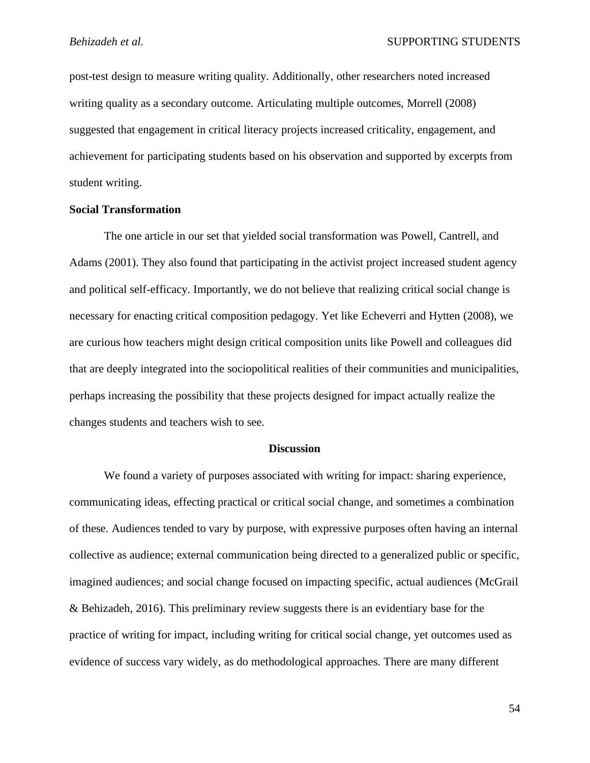post-test design to measure writing quality. Additionally, other researchers noted increased writing quality as a secondary outcome. Articulating multiple outcomes, Morrell (2008) suggested that engagement in critical literacy projects increased criticality, engagement, and achievement for participating students based on his observation and supported by excerpts from student writing.

### Social Transformation

The one article in our set that yielded social transformation was Powell, Cantrell, and Adams (2001). They also found that participating in the activist project increased student agency and political self-efficacy. Importantly, we do not believe that realizing critical social change is necessary for enacting critical composition pedagogy. Yet like Echeverri and Hytten (2008), we are curious how teachers might design critical composition units like Powell and colleagues did that are deeply integrated into the sociopolitical realities of their communities and municipalities, perhaps increasing the possibility that these projects designed for impact actually realize the changes students and teachers wish to see.

## Discussion

We found a variety of purposes associated with writing for impact: sharing experience, communicating ideas, effecting practical or critical social change, and sometimes a combination of these. Audiences tended to vary by purpose, with expressive purposes often having an internal collective as audience; external communication being directed to a generalized public or specific, imagined audiences; and social change focused on impacting specific, actual audiences (McGrail & Behizadeh, 2016). This preliminary review suggests there is an evidentiary base for the practice of writing for impact, including writing for critical social change, yet outcomes used as evidence of success vary widely, as do methodological approaches. There are many different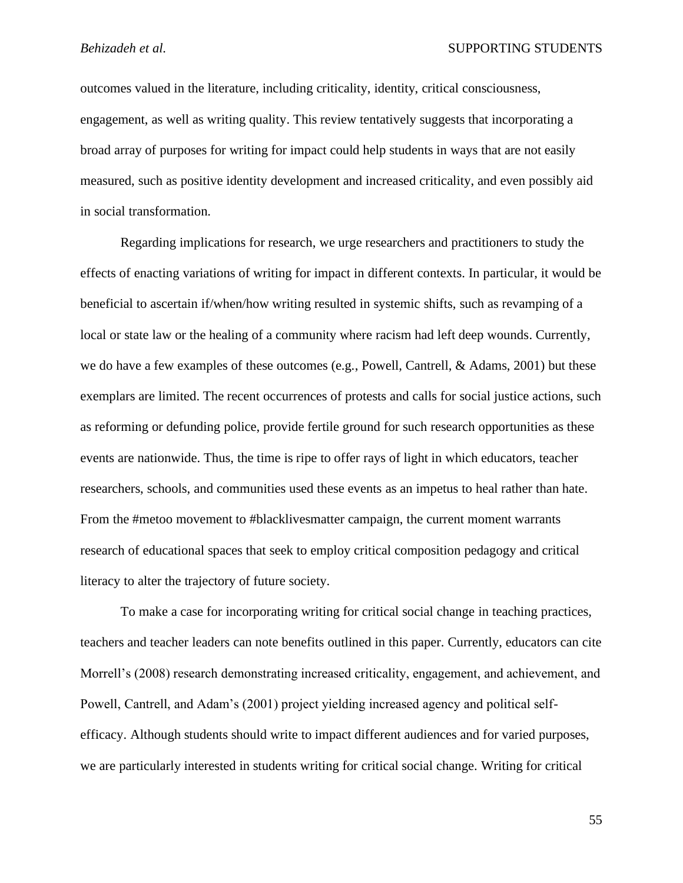outcomes valued in the literature, including criticality, identity, critical consciousness, engagement, as well as writing quality. This review tentatively suggests that incorporating a broad array of purposes for writing for impact could help students in ways that are not easily measured, such as positive identity development and increased criticality, and even possibly aid in social transformation.

Regarding implications for research, we urge researchers and practitioners to study the effects of enacting variations of writing for impact in different contexts. In particular, it would be beneficial to ascertain if/when/how writing resulted in systemic shifts, such as revamping of a local or state law or the healing of a community where racism had left deep wounds. Currently, we do have a few examples of these outcomes (e.g., Powell, Cantrell, & Adams, 2001) but these exemplars are limited. The recent occurrences of protests and calls for social justice actions, such as reforming or defunding police, provide fertile ground for such research opportunities as these events are nationwide. Thus, the time is ripe to offer rays of light in which educators, teacher researchers, schools, and communities used these events as an impetus to heal rather than hate. From the #metoo movement to #blacklivesmatter campaign, the current moment warrants research of educational spaces that seek to employ critical composition pedagogy and critical literacy to alter the trajectory of future society.

To make a case for incorporating writing for critical social change in teaching practices, teachers and teacher leaders can note benefits outlined in this paper. Currently, educators can cite Morrell's (2008) research demonstrating increased criticality, engagement, and achievement, and Powell, Cantrell, and Adam's (2001) project yielding increased agency and political self-efficacy. Although students should write to impact different audiences and for varied purposes, we are particularly interested in students writing for critical social change. Writing for critical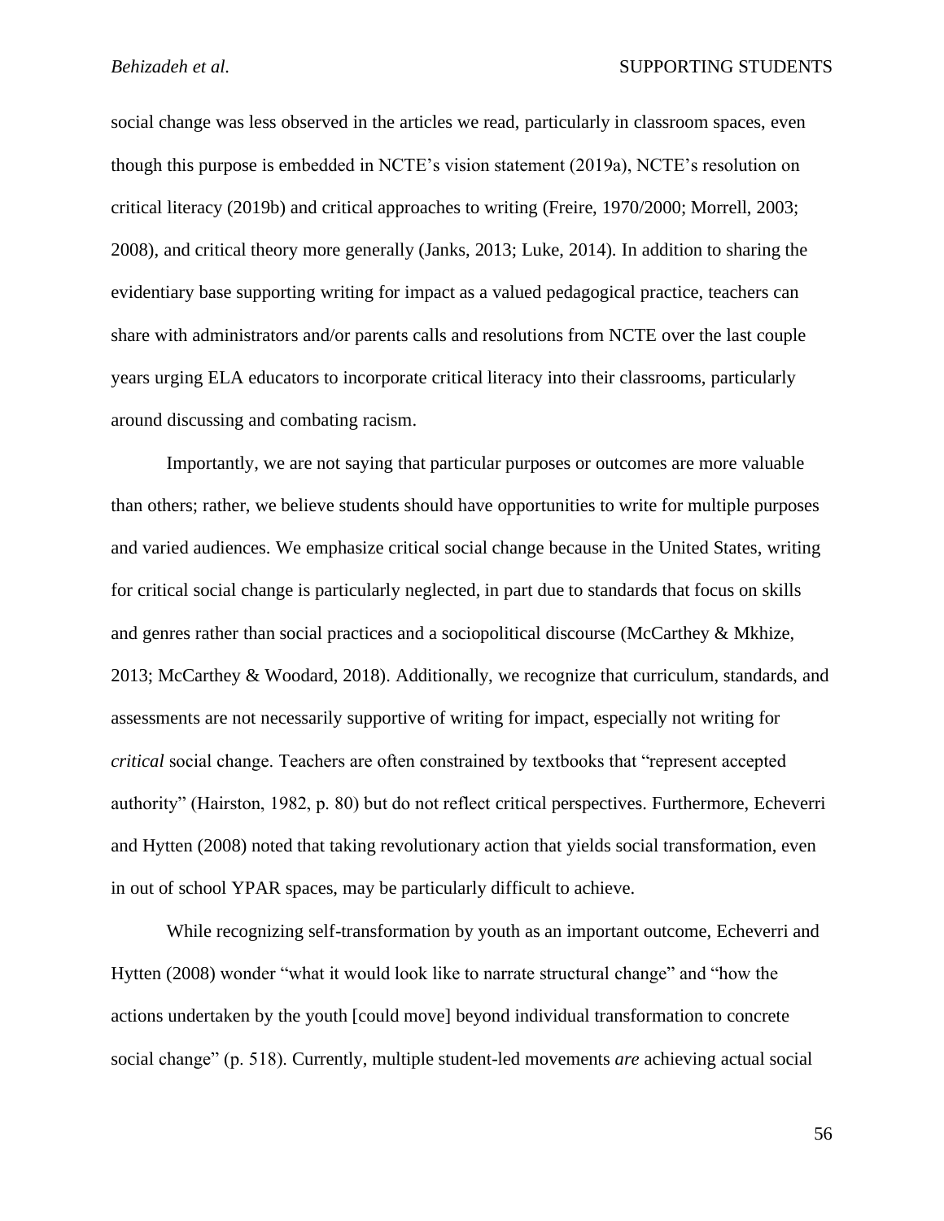social change was less observed in the articles we read, particularly in classroom spaces, even though this purpose is embedded in NCTE's vision statement (2019a), NCTE's resolution on critical literacy (2019b) and critical approaches to writing (Freire, 1970/2000; Morrell, 2003; 2008), and critical theory more generally (Janks, 2013; Luke, 2014). In addition to sharing the evidentiary base supporting writing for impact as a valued pedagogical practice, teachers can share with administrators and/or parents calls and resolutions from NCTE over the last couple years urging ELA educators to incorporate critical literacy into their classrooms, particularly around discussing and combating racism.

Importantly, we are not saying that particular purposes or outcomes are more valuable than others; rather, we believe students should have opportunities to write for multiple purposes and varied audiences. We emphasize critical social change because in the United States, writing for critical social change is particularly neglected, in part due to standards that focus on skills and genres rather than social practices and a sociopolitical discourse (McCarthey & Mkhize, 2013; McCarthey & Woodard, 2018). Additionally, we recognize that curriculum, standards, and assessments are not necessarily supportive of writing for impact, especially not writing for *critical* social change. Teachers are often constrained by textbooks that "represent accepted authority" (Hairston, 1982, p. 80) but do not reflect critical perspectives. Furthermore, Echeverri and Hytten (2008) noted that taking revolutionary action that yields social transformation, even in out of school YPAR spaces, may be particularly difficult to achieve.

While recognizing self-transformation by youth as an important outcome, Echeverri and Hytten (2008) wonder "what it would look like to narrate structural change" and "how the actions undertaken by the youth [could move] beyond individual transformation to concrete social change" (p. 518). Currently, multiple student-led movements *are* achieving actual social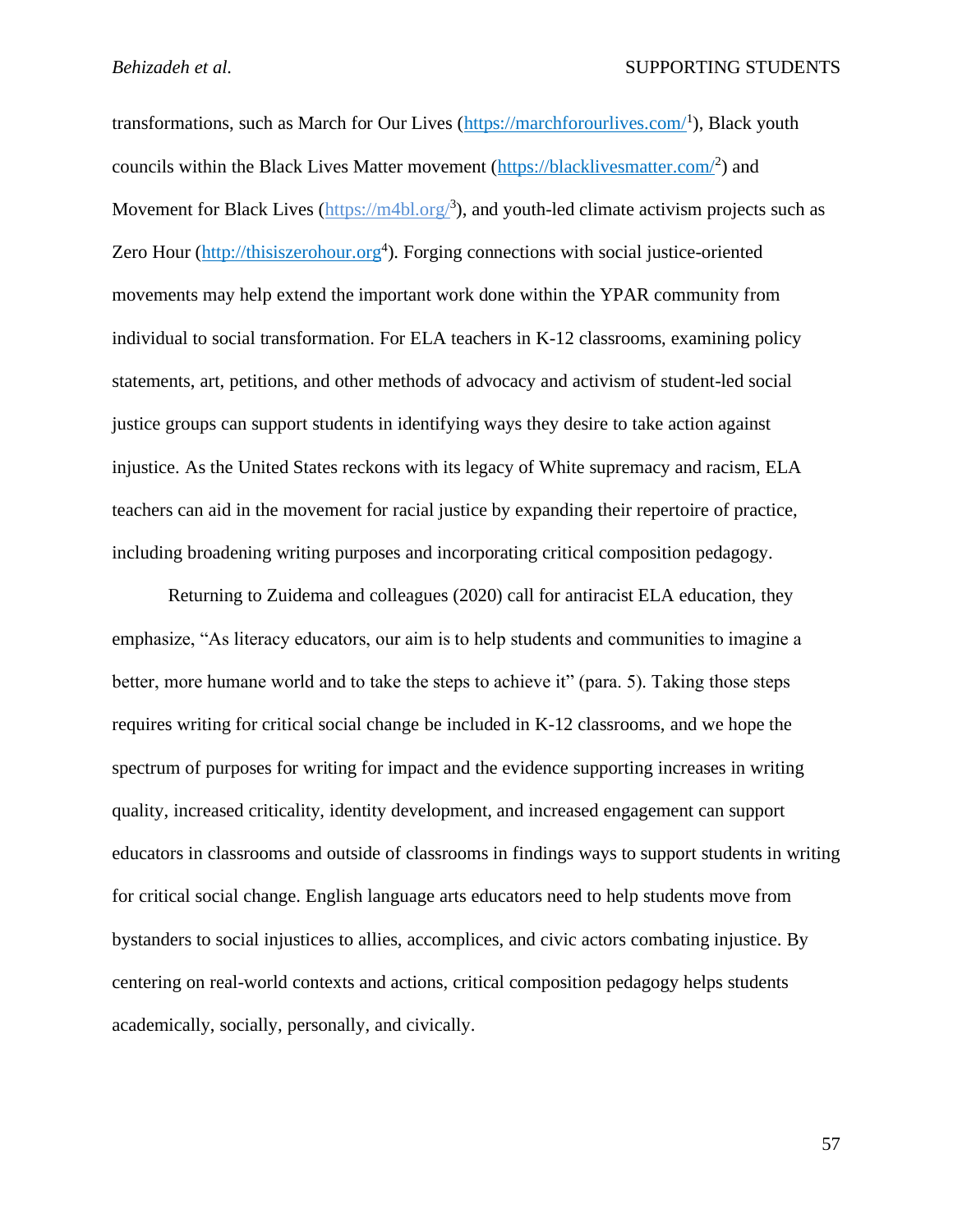transformations, such as March for Our Lives (https://marchforourlives.com/[1]), Black youth councils within the Black Lives Matter movement (https://blacklivesmatter.com/[2]) and Movement for Black Lives (https://m4bl.org/[3]), and youth-led climate activism projects such as Zero Hour (http://thisiszerohour.org[4]). Forging connections with social justice-oriented movements may help extend the important work done within the YPAR community from individual to social transformation. For ELA teachers in K-12 classrooms, examining policy statements, art, petitions, and other methods of advocacy and activism of student-led social justice groups can support students in identifying ways they desire to take action against injustice. As the United States reckons with its legacy of White supremacy and racism, ELA teachers can aid in the movement for racial justice by expanding their repertoire of practice, including broadening writing purposes and incorporating critical composition pedagogy.

Returning to Zuidema and colleagues (2020) call for antiracist ELA education, they emphasize, "As literacy educators, our aim is to help students and communities to imagine a better, more humane world and to take the steps to achieve it" (para. 5). Taking those steps requires writing for critical social change be included in K-12 classrooms, and we hope the spectrum of purposes for writing for impact and the evidence supporting increases in writing quality, increased criticality, identity development, and increased engagement can support educators in classrooms and outside of classrooms in findings ways to support students in writing for critical social change. English language arts educators need to help students move from bystanders to social injustices to allies, accomplices, and civic actors combating injustice. By centering on real-world contexts and actions, critical composition pedagogy helps students academically, socially, personally, and civically.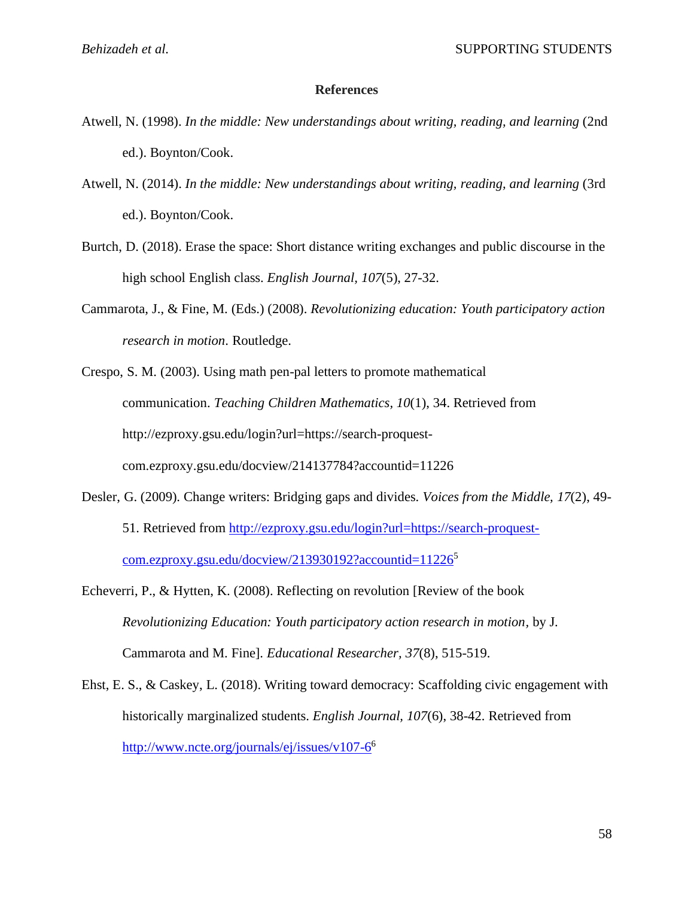## References

Atwell, N. (1998). *In the middle: New understandings about writing, reading, and learning* (2nd ed.). Boynton/Cook.

Atwell, N. (2014). *In the middle: New understandings about writing, reading, and learning* (3rd ed.). Boynton/Cook.

Burtch, D. (2018). Erase the space: Short distance writing exchanges and public discourse in the high school English class. *English Journal, 107*(5), 27-32.

Cammarota, J., & Fine, M. (Eds.) (2008). *Revolutionizing education: Youth participatory action research in motion*. Routledge.

Crespo, S. M. (2003). Using math pen-pal letters to promote mathematical communication. *Teaching Children Mathematics, 10*(1), 34. Retrieved from http://ezproxy.gsu.edu/login?url=https://search-proquest-com.ezproxy.gsu.edu/docview/214137784?accountid=11226

Desler, G. (2009). Change writers: Bridging gaps and divides. *Voices from the Middle, 17*(2), 49-51. Retrieved from http://ezproxy.gsu.edu/login?url=https://search-proquest-com.ezproxy.gsu.edu/docview/213930192?accountid=11226[5]

Echeverri, P., & Hytten, K. (2008). Reflecting on revolution [Review of the book *Revolutionizing Education: Youth participatory action research in motion*, by J. Cammarota and M. Fine]. *Educational Researcher, 37*(8), 515-519.

Ehst, E. S., & Caskey, L. (2018). Writing toward democracy: Scaffolding civic engagement with historically marginalized students. *English Journal*, *107*(6), 38-42. Retrieved from http://www.ncte.org/journals/ej/issues/v107-6[6]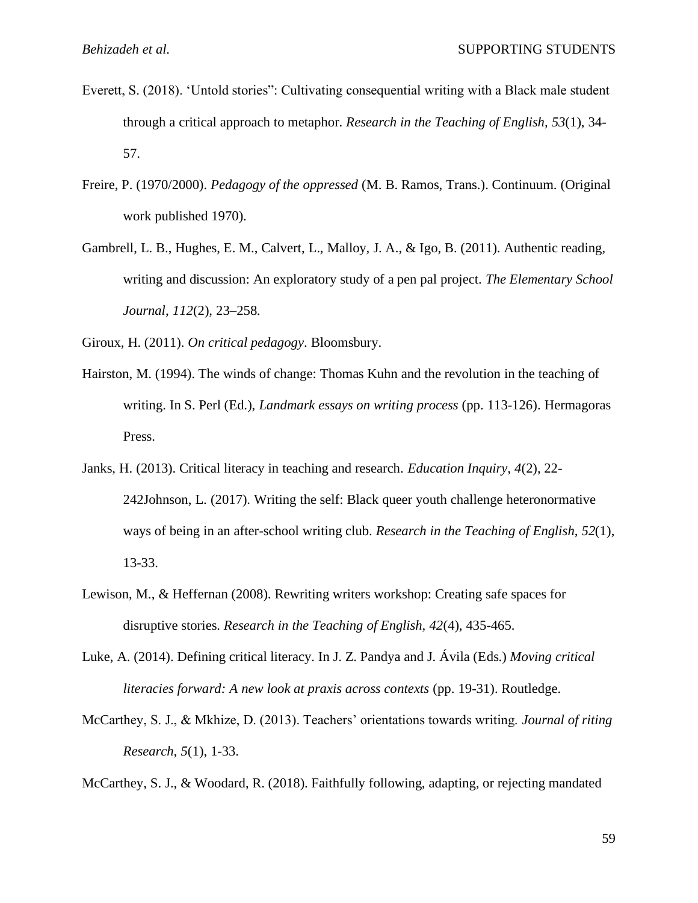Everett, S. (2018). 'Untold stories": Cultivating consequential writing with a Black male student through a critical approach to metaphor. *Research in the Teaching of English, 53*(1), 34-57.

Freire, P. (1970/2000). *Pedagogy of the oppressed* (M. B. Ramos, Trans.). Continuum. (Original work published 1970).

Gambrell, L. B., Hughes, E. M., Calvert, L., Malloy, J. A., & Igo, B. (2011). Authentic reading, writing and discussion: An exploratory study of a pen pal project. *The Elementary School Journal*, *112*(2), 23–258.

Giroux, H. (2011). *On critical pedagogy*. Bloomsbury.

Hairston, M. (1994). The winds of change: Thomas Kuhn and the revolution in the teaching of writing. In S. Perl (Ed.), *Landmark essays on writing process* (pp. 113-126). Hermagoras Press.

Janks, H. (2013). Critical literacy in teaching and research. *Education Inquiry, 4*(2), 22-242Johnson, L. (2017). Writing the self: Black queer youth challenge heteronormative ways of being in an after-school writing club. *Research in the Teaching of English, 52*(1), 13-33.

Lewison, M., & Heffernan (2008). Rewriting writers workshop: Creating safe spaces for disruptive stories. *Research in the Teaching of English*, *42*(4), 435-465.

Luke, A. (2014). Defining critical literacy. In J. Z. Pandya and J. Ávila (Eds.) *Moving critical literacies forward: A new look at praxis across contexts* (pp. 19-31). Routledge.

McCarthey, S. J., & Mkhize, D. (2013). Teachers' orientations towards writing. *Journal of riting Research*, *5*(1), 1-33.

McCarthey, S. J., & Woodard, R. (2018). Faithfully following, adapting, or rejecting mandated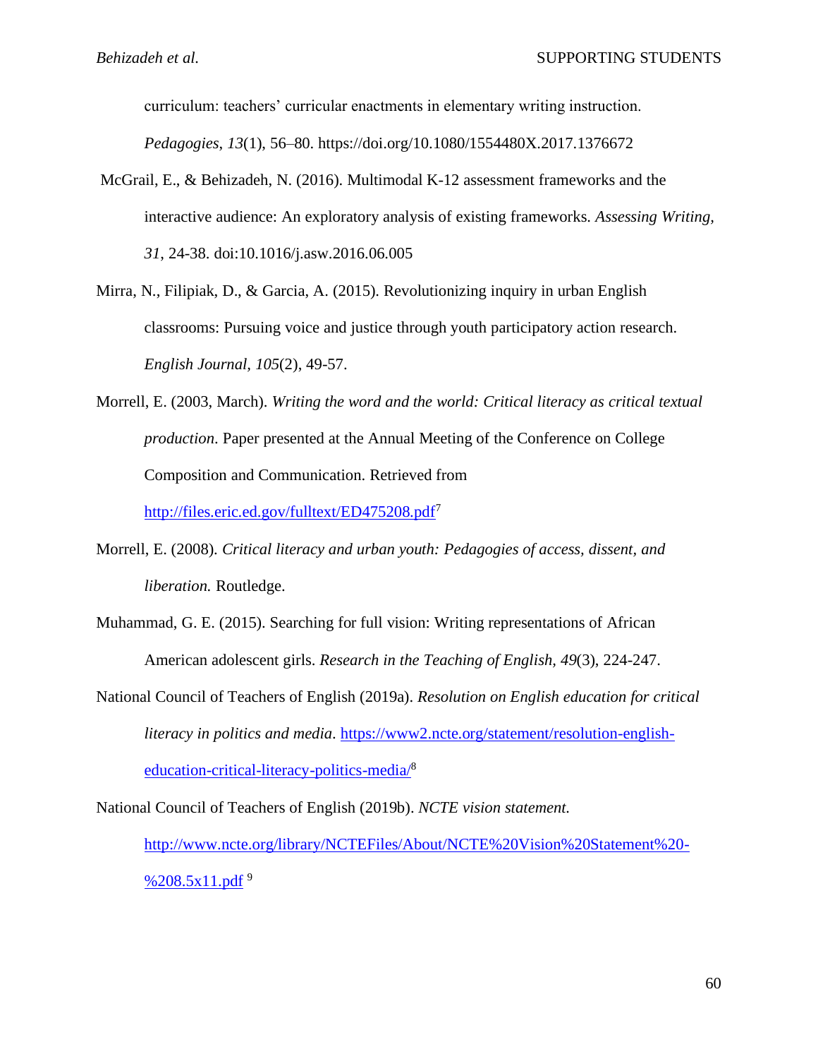curriculum: teachers' curricular enactments in elementary writing instruction. *Pedagogies*, *13*(1), 56–80. https://doi.org/10.1080/1554480X.2017.1376672

McGrail, E., & Behizadeh, N. (2016). Multimodal K-12 assessment frameworks and the interactive audience: An exploratory analysis of existing frameworks. *Assessing Writing, 31*, 24-38. doi:10.1016/j.asw.2016.06.005

Mirra, N., Filipiak, D., & Garcia, A. (2015). Revolutionizing inquiry in urban English classrooms: Pursuing voice and justice through youth participatory action research. *English Journal, 105*(2), 49-57.

Morrell, E. (2003, March). *Writing the word and the world: Critical literacy as critical textual production*. Paper presented at the Annual Meeting of the Conference on College Composition and Communication. Retrieved from http://files.eric.ed.gov/fulltext/ED475208.pdf[7]

Morrell, E. (2008). *Critical literacy and urban youth: Pedagogies of access, dissent, and liberation.* Routledge.

Muhammad, G. E. (2015). Searching for full vision: Writing representations of African American adolescent girls. *Research in the Teaching of English, 49*(3), 224-247.

National Council of Teachers of English (2019a). *Resolution on English education for critical literacy in politics and media*. https://www2.ncte.org/statement/resolution-english-education-critical-literacy-politics-media/[8]

National Council of Teachers of English (2019b). *NCTE vision statement.* http://www.ncte.org/library/NCTEFiles/About/NCTE%20Vision%20Statement%20-%208.5x11.pdf [9]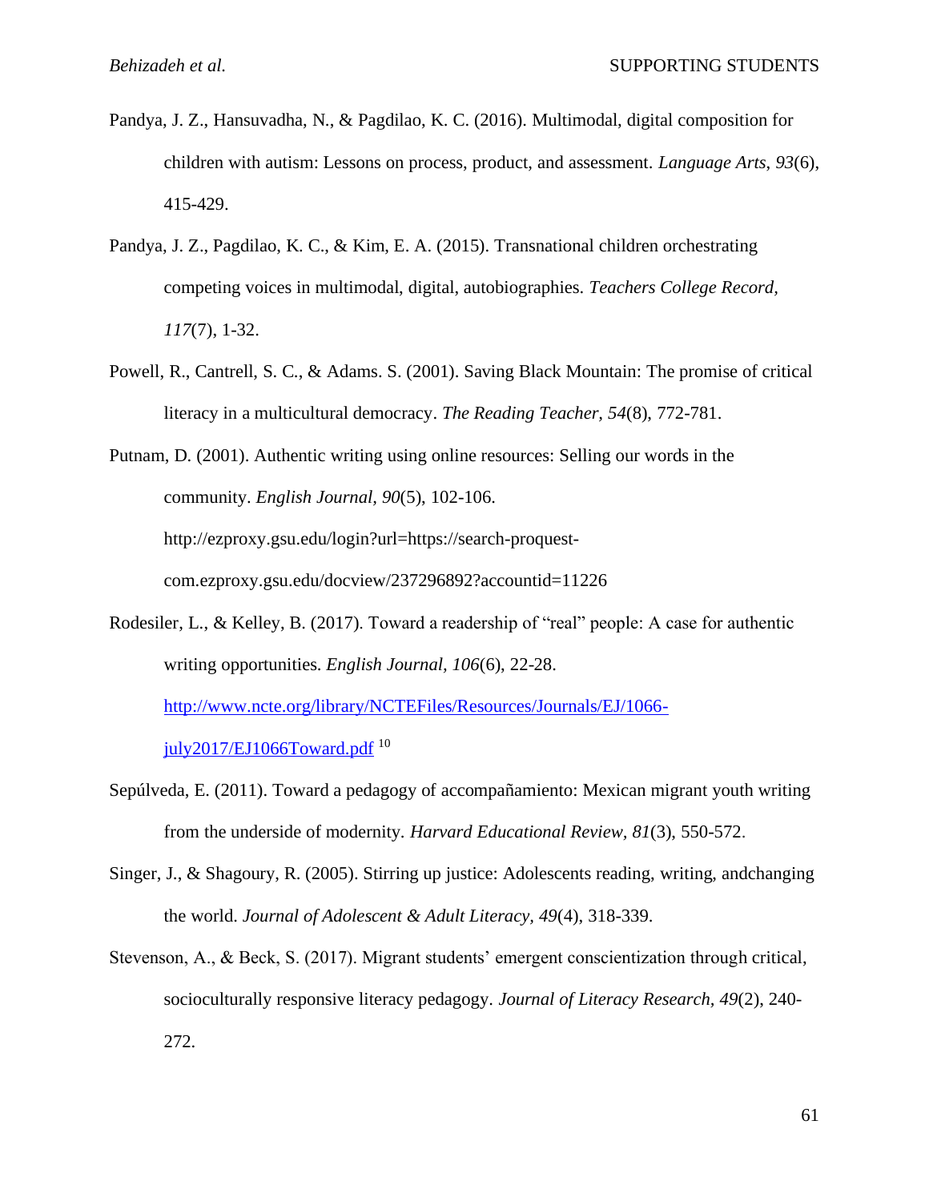Pandya, J. Z., Hansuvadha, N., & Pagdilao, K. C. (2016). Multimodal, digital composition for children with autism: Lessons on process, product, and assessment. *Language Arts*, *93*(6), 415-429.

Pandya, J. Z., Pagdilao, K. C., & Kim, E. A. (2015). Transnational children orchestrating competing voices in multimodal, digital, autobiographies. *Teachers College Record, 117*(7), 1-32.

Powell, R., Cantrell, S. C., & Adams. S. (2001). Saving Black Mountain: The promise of critical literacy in a multicultural democracy. *The Reading Teacher, 54*(8), 772-781.

Putnam, D. (2001). Authentic writing using online resources: Selling our words in the community. *English Journal*, *90*(5), 102-106. http://ezproxy.gsu.edu/login?url=https://search-proquest-com.ezproxy.gsu.edu/docview/237296892?accountid=11226

Rodesiler, L., & Kelley, B. (2017). Toward a readership of "real" people: A case for authentic writing opportunities. *English Journal, 106*(6), 22-28. http://www.ncte.org/library/NCTEFiles/Resources/Journals/EJ/1066-july2017/EJ1066Toward.pdf [10]

Sepúlveda, E. (2011). Toward a pedagogy of accompañamiento: Mexican migrant youth writing from the underside of modernity. *Harvard Educational Review, 81*(3), 550-572.

Singer, J., & Shagoury, R. (2005). Stirring up justice: Adolescents reading, writing, andchanging the world. *Journal of Adolescent & Adult Literacy, 49*(4), 318-339.

Stevenson, A., & Beck, S. (2017). Migrant students' emergent conscientization through critical, socioculturally responsive literacy pedagogy. *Journal of Literacy Research, 49*(2), 240-272.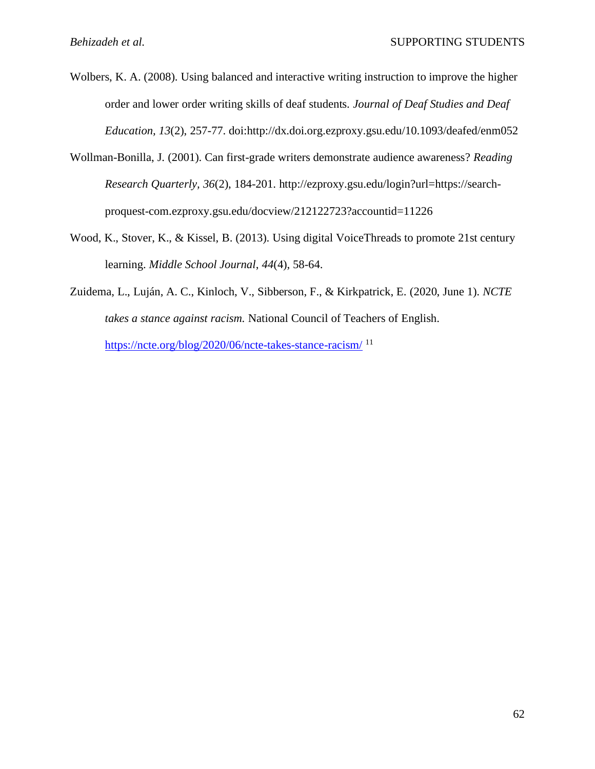Wolbers, K. A. (2008). Using balanced and interactive writing instruction to improve the higher order and lower order writing skills of deaf students. *Journal of Deaf Studies and Deaf Education, 13*(2), 257-77. doi:http://dx.doi.org.ezproxy.gsu.edu/10.1093/deafed/enm052

Wollman-Bonilla, J. (2001). Can first-grade writers demonstrate audience awareness? *Reading Research Quarterly, 36*(2), 184-201. http://ezproxy.gsu.edu/login?url=https://search-proquest-com.ezproxy.gsu.edu/docview/212122723?accountid=11226

Wood, K., Stover, K., & Kissel, B. (2013). Using digital VoiceThreads to promote 21st century learning. *Middle School Journal*, *44*(4), 58-64.

Zuidema, L., Luján, A. C., Kinloch, V., Sibberson, F., & Kirkpatrick, E. (2020, June 1). *NCTE takes a stance against racism.* National Council of Teachers of English. https://ncte.org/blog/2020/06/ncte-takes-stance-racism/ [11]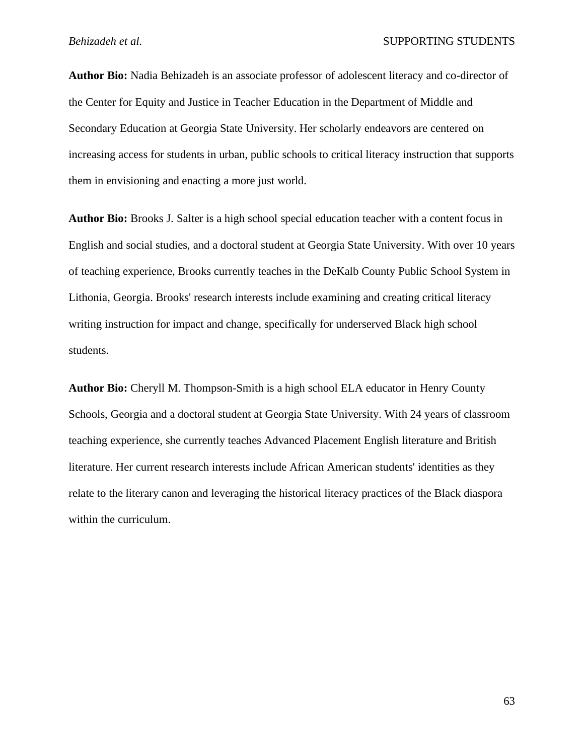**Author Bio:** Nadia Behizadeh is an associate professor of adolescent literacy and co-director of the Center for Equity and Justice in Teacher Education in the Department of Middle and Secondary Education at Georgia State University. Her scholarly endeavors are centered on increasing access for students in urban, public schools to critical literacy instruction that supports them in envisioning and enacting a more just world.

**Author Bio:** Brooks J. Salter is a high school special education teacher with a content focus in English and social studies, and a doctoral student at Georgia State University. With over 10 years of teaching experience, Brooks currently teaches in the DeKalb County Public School System in Lithonia, Georgia. Brooks' research interests include examining and creating critical literacy writing instruction for impact and change, specifically for underserved Black high school students.

**Author Bio:** Cheryll M. Thompson-Smith is a high school ELA educator in Henry County Schools, Georgia and a doctoral student at Georgia State University. With 24 years of classroom teaching experience, she currently teaches Advanced Placement English literature and British literature. Her current research interests include African American students' identities as they relate to the literary canon and leveraging the historical literacy practices of the Black diaspora within the curriculum.